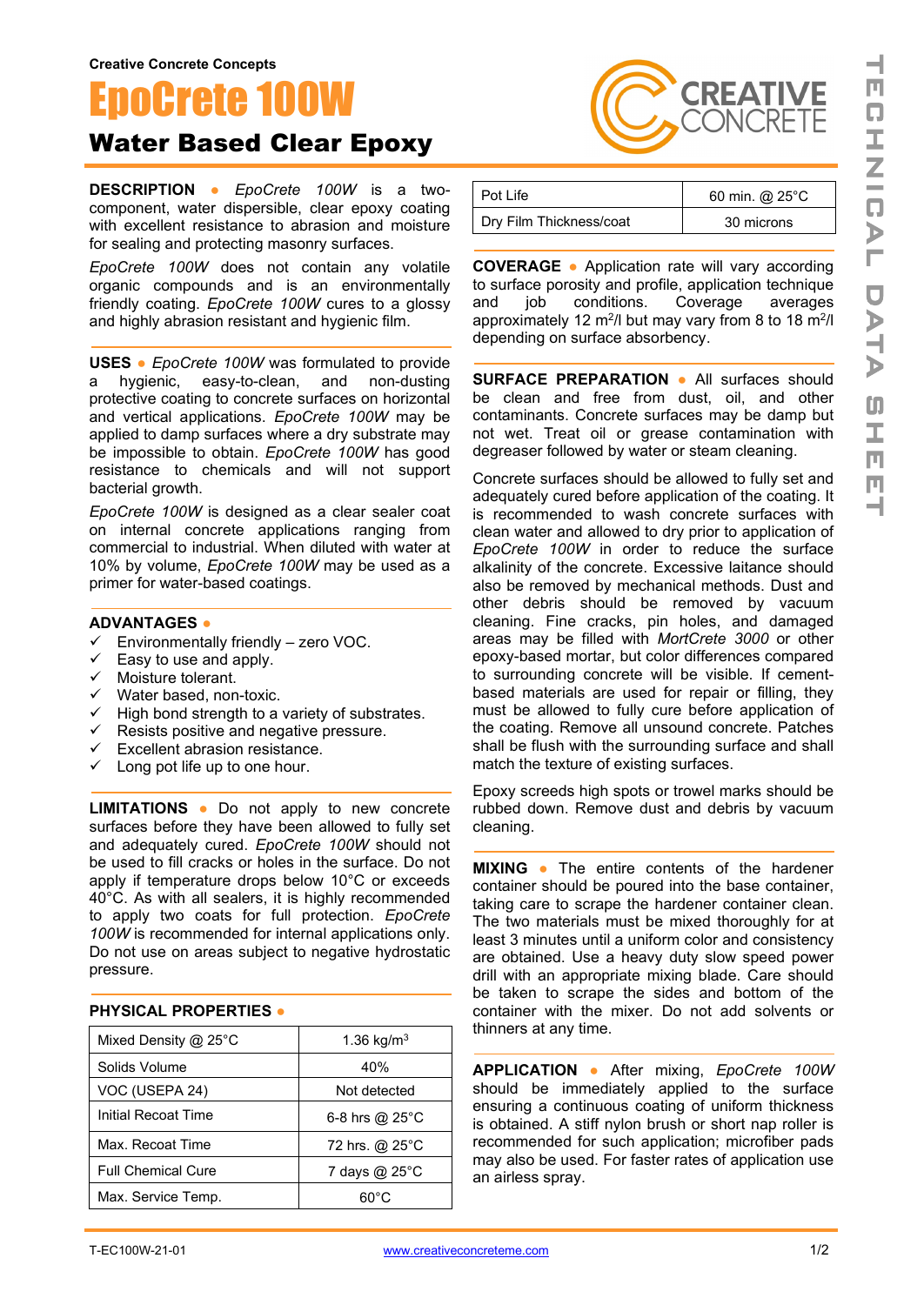Creative Concrete Concepts

# EpoCrete 100W

## Water Based Clear Epoxy

**DESCRIPTION** ● *EpoCrete 100W* is a two-component, water dispersible, clear epoxy coating with excellent resistance to abrasion and moisture for sealing and protecting masonry surfaces.

*EpoCrete 100W* does not contain any volatile organic compounds and is an environmentally friendly coating. *EpoCrete 100W* cures to a glossy and highly abrasion resistant and hygienic film.

**USES** ● *EpoCrete 100W* was formulated to provide a hygienic, easy-to-clean, and non-dusting protective coating to concrete surfaces on horizontal and vertical applications. *EpoCrete 100W* may be applied to damp surfaces where a dry substrate may be impossible to obtain. *EpoCrete 100W* has good resistance to chemicals and will not support bacterial growth.

*EpoCrete 100W* is designed as a clear sealer coat on internal concrete applications ranging from commercial to industrial. When diluted with water at 10% by volume, *EpoCrete 100W* may be used as a primer for water-based coatings.

**ADVANTAGES** ●

- ✓ Environmentally friendly – zero VOC.
- ✓ Easy to use and apply.
- ✓ Moisture tolerant.
- ✓ Water based, non-toxic.
- ✓ High bond strength to a variety of substrates.
- ✓ Resists positive and negative pressure.
- ✓ Excellent abrasion resistance.
- ✓ Long pot life up to one hour.

**LIMITATIONS** ● Do not apply to new concrete surfaces before they have been allowed to fully set and adequately cured. *EpoCrete 100W* should not be used to fill cracks or holes in the surface. Do not apply if temperature drops below 10°C or exceeds 40°C. As with all sealers, it is highly recommended to apply two coats for full protection. *EpoCrete 100W* is recommended for internal applications only. Do not use on areas subject to negative hydrostatic pressure.

**PHYSICAL PROPERTIES** ●

| Property | Value |
|---|---|
| Mixed Density @ 25°C | 1.36 kg/m$^3$ |
| Solids Volume | 40% |
| VOC (USEPA 24) | Not detected |
| Initial Recoat Time | 6-8 hrs @ 25°C |
| Max. Recoat Time | 72 hrs. @ 25°C |
| Full Chemical Cure | 7 days @ 25°C |
| Max. Service Temp. | 60°C |
| Pot Life | 60 min. @ 25°C |
| Dry Film Thickness/coat | 30 microns |

**COVERAGE** ● Application rate will vary according to surface porosity and profile, application technique and job conditions. Coverage averages approximately 12 m$^2$/l but may vary from 8 to 18 m$^2$/l depending on surface absorbency.

**SURFACE PREPARATION** ● All surfaces should be clean and free from dust, oil, and other contaminants. Concrete surfaces may be damp but not wet. Treat oil or grease contamination with degreaser followed by water or steam cleaning.

Concrete surfaces should be allowed to fully set and adequately cured before application of the coating. It is recommended to wash concrete surfaces with clean water and allowed to dry prior to application of *EpoCrete 100W* in order to reduce the surface alkalinity of the concrete. Excessive laitance should also be removed by mechanical methods. Dust and other debris should be removed by vacuum cleaning. Fine cracks, pin holes, and damaged areas may be filled with *MortCrete 3000* or other epoxy-based mortar, but color differences compared to surrounding concrete will be visible. If cement-based materials are used for repair or filling, they must be allowed to fully cure before application of the coating. Remove all unsound concrete. Patches shall be flush with the surrounding surface and shall match the texture of existing surfaces.

Epoxy screeds high spots or trowel marks should be rubbed down. Remove dust and debris by vacuum cleaning.

**MIXING** ● The entire contents of the hardener container should be poured into the base container, taking care to scrape the hardener container clean. The two materials must be mixed thoroughly for at least 3 minutes until a uniform color and consistency are obtained. Use a heavy duty slow speed power drill with an appropriate mixing blade. Care should be taken to scrape the sides and bottom of the container with the mixer. Do not add solvents or thinners at any time.

**APPLICATION** ● After mixing, *EpoCrete 100W* should be immediately applied to the surface ensuring a continuous coating of uniform thickness is obtained. A stiff nylon brush or short nap roller is recommended for such application; microfiber pads may also be used. For faster rates of application use an airless spray.

T-EC100W-21-01 www.creativeconcreteme.com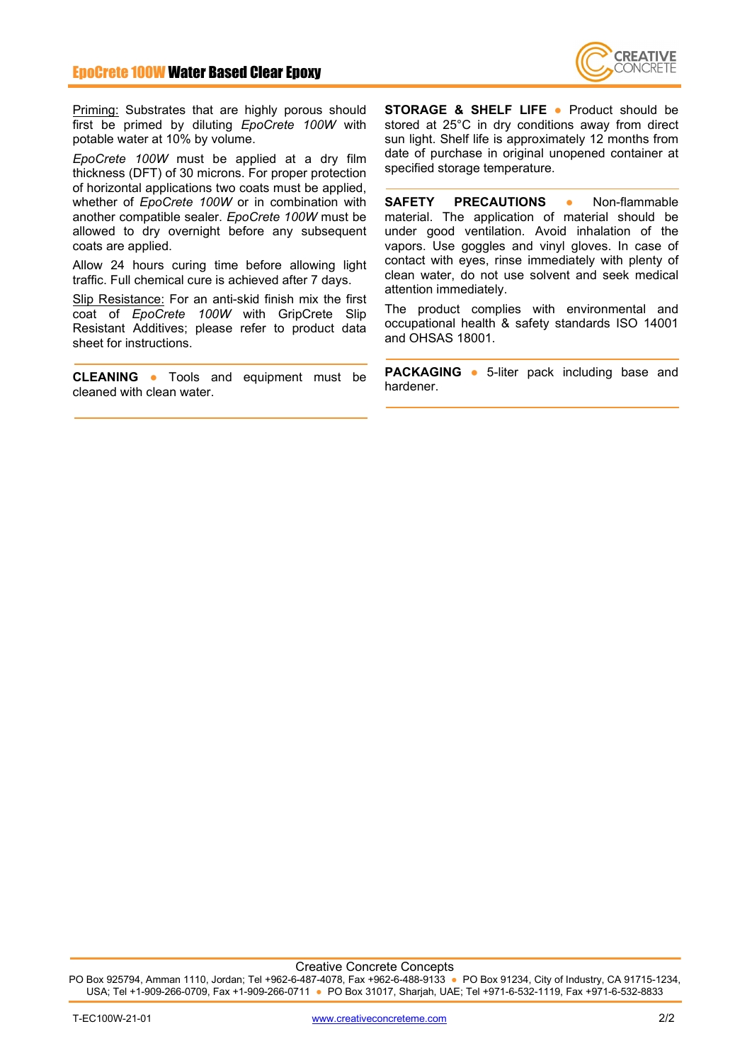Priming: Substrates that are highly porous should first be primed by diluting *EpoCrete 100W* with potable water at 10% by volume.

*EpoCrete 100W* must be applied at a dry film thickness (DFT) of 30 microns. For proper protection of horizontal applications two coats must be applied, whether of *EpoCrete 100W* or in combination with another compatible sealer. *EpoCrete 100W* must be allowed to dry overnight before any subsequent coats are applied.

Allow 24 hours curing time before allowing light traffic. Full chemical cure is achieved after 7 days.

Slip Resistance: For an anti-skid finish mix the first coat of *EpoCrete 100W* with GripCrete Slip Resistant Additives; please refer to product data sheet for instructions.

**CLEANING** ● Tools and equipment must be cleaned with clean water.

**STORAGE & SHELF LIFE** ● Product should be stored at 25°C in dry conditions away from direct sun light. Shelf life is approximately 12 months from date of purchase in original unopened container at specified storage temperature.

**SAFETY PRECAUTIONS** ● Non-flammable material. The application of material should be under good ventilation. Avoid inhalation of the vapors. Use goggles and vinyl gloves. In case of contact with eyes, rinse immediately with plenty of clean water, do not use solvent and seek medical attention immediately.

The product complies with environmental and occupational health & safety standards ISO 14001 and OHSAS 18001.

**PACKAGING** ● 5-liter pack including base and hardener.

Creative Concrete Concepts

PO Box 925794, Amman 1110, Jordan; Tel +962-6-487-4078, Fax +962-6-488-9133 ● PO Box 91234, City of Industry, CA 91715-1234, USA; Tel +1-909-266-0709, Fax +1-909-266-0711 ● PO Box 31017, Sharjah, UAE; Tel +971-6-532-1119, Fax +971-6-532-8833

T-EC100W-21-01

www.creativeconcreteme.com